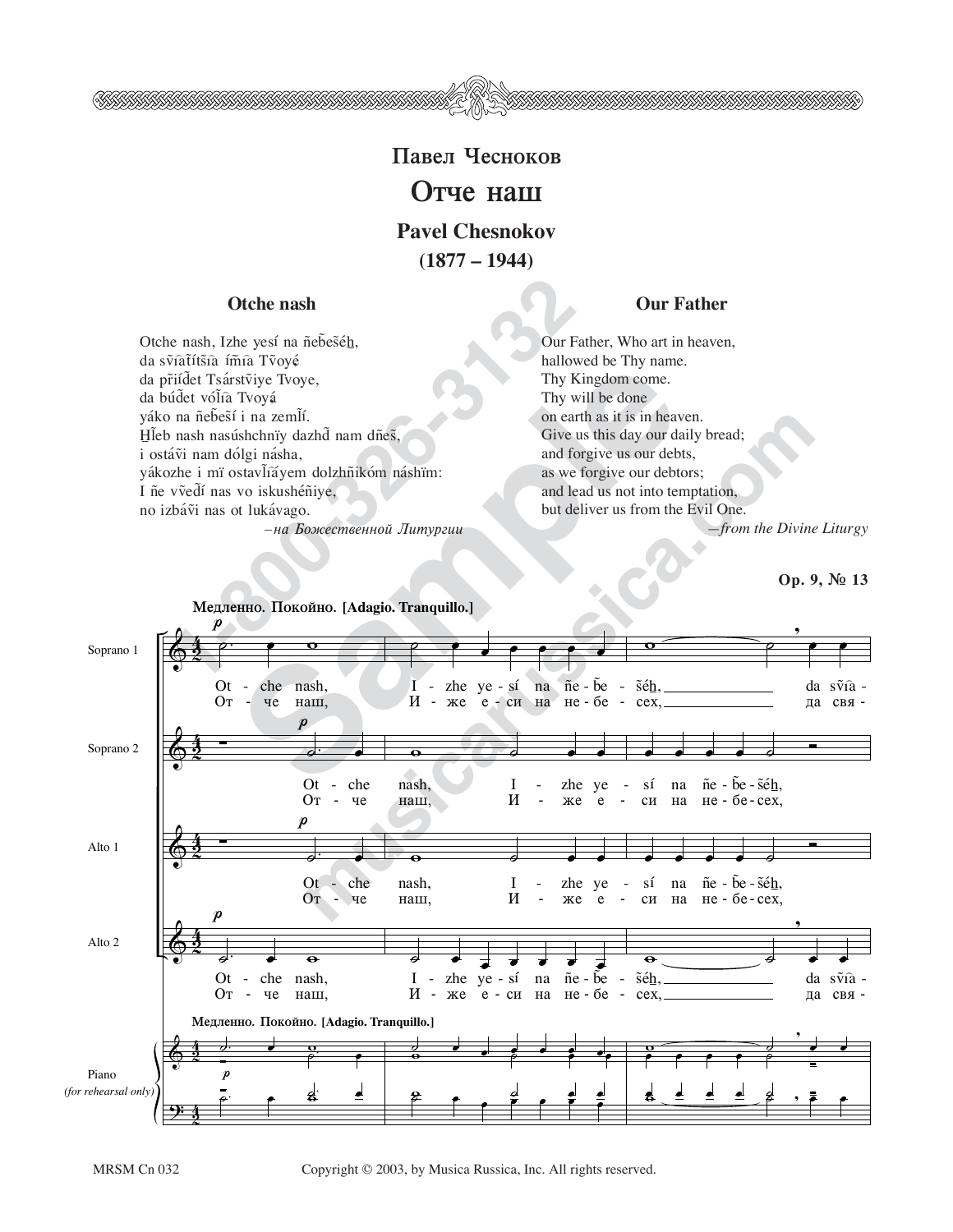# Павел Чесноков

# Отче наш

## Pavel Chesnokov

**(1877 – 1944)**

### Otche nash

Otche nash, Izhe yesí na ñeb̃eséh̲,
da sṽiatítsia ímia Tṽoyé
da pr̃iíd̃et Tsárstṽiye Tvoye,
da búd̃et vól̃ia Tvoyá
yáko na ñeb̃esí i na zeml̃í.
H̲l̃eb nash nasúshchnïy dazhd̃ nam dñes̃,
i ostáṽi nam dólgi násha,
yákozhe i mï ostavl̃iáyem dolzhñikóm náshïm:
I ñe vṽed̃í nas vo iskushéñiye,
no izbáṽi nas ot lukávago.

*–на Божественной Литургии*

### Our Father

Our Father, Who art in heaven,
hallowed be Thy name.
Thy Kingdom come.
Thy will be done
on earth as it is in heaven.
Give us this day our daily bread;
and forgive us our debts,
as we forgive our debtors;
and lead us not into temptation,
but deliver us from the Evil One.

*—from the Divine Liturgy*

**Op. 9, № 13**

**Медленно. Покойно. [Adagio. Tranquillo.]**

Soprano 1: Ot - che nash, I - zhe ye - sí na ñe - b̃e - s̃éh̲, da sṽia -
От - че наш, И - же е - си на не - бе - сех, да свя -

Soprano 2: Ot - che nash, I - zhe ye - sí na ñe - b̃e - s̃éh̲,
От - че наш, И - же е - си на не - бе - сех,

Alto 1: Ot - che nash, I - zhe ye - sí na ñe - b̃e - s̃éh̲,
От - че наш, И - же е - си на не - бе - сех,

Alto 2: Ot - che nash, I - zhe ye - sí na ñe - b̃e - s̃éh̲, da sṽia -
От - че наш, И - же е - си на не - бе - сех, да свя -

Piano (for rehearsal only)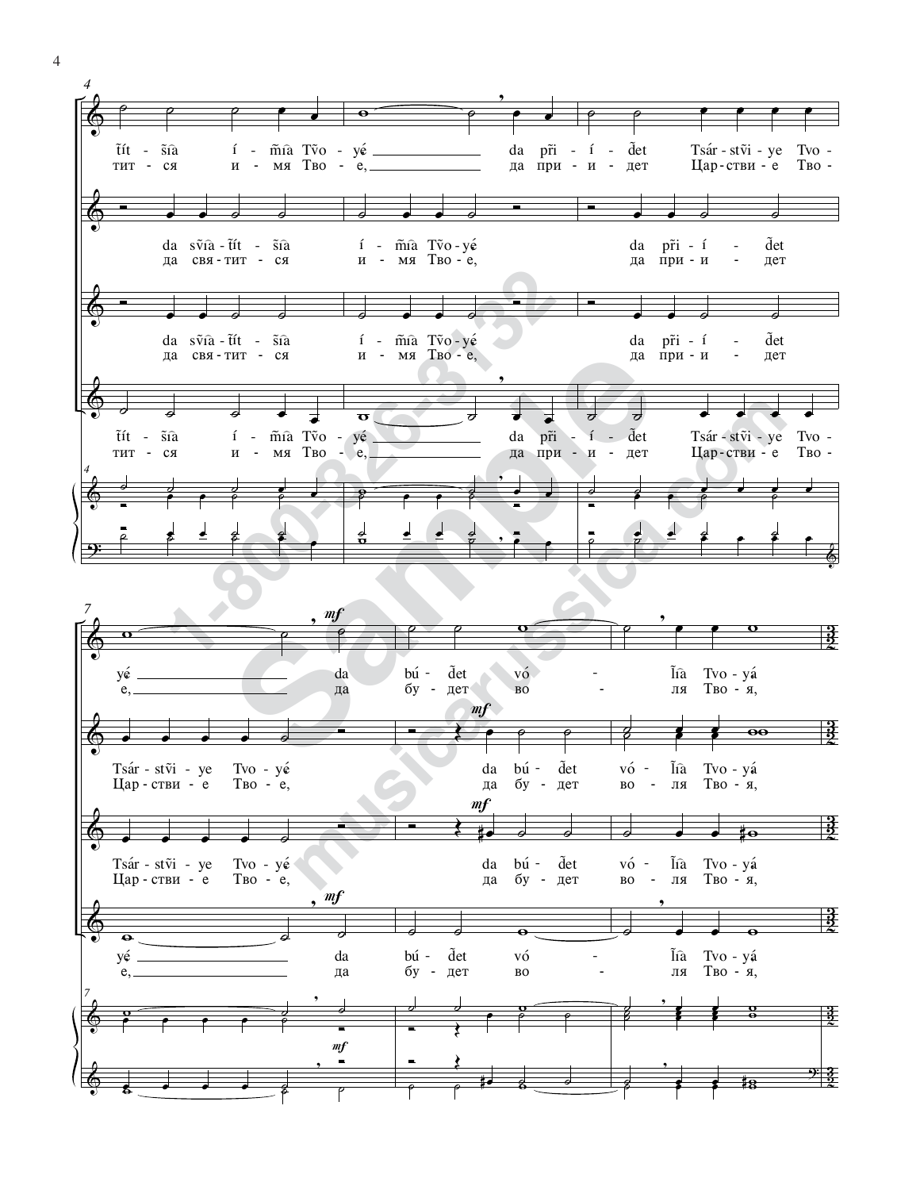4

tĩít - šĩa í - mĩa Tvo - yé da pĩi - í - det Tsár - stvi - ye Tvo -
тит - ся и - мя Тво - е, да при - и - дет Цар - стви - е Тво -

da svĩa - tĩít - šĩa í - mĩa Tvo - yé da pĩi - í - det
да свя - тит - ся и - мя Тво - е, да при - и - дет

da svĩa - tĩít - šĩa í - mĩa Tvo - yé da pĩi - í - det
да свя - тит - ся и - мя Тво - е, да при - и - дет

tĩít - šĩa í - mĩa Tvo - yé da pĩi - í - det Tsár - stvi - ye Tvo -
тит - ся и - мя Тво - е, да при - и - дет Цар - стви - е Тво -

7

*mf*

yé da bú - det vó - lĩa Tvo - yá
е, да бу - дет во - ля Тво - я,

Tsár - stvi - ye Tvo - yé da bú - det vó - lĩa Tvo - yá
Цар - стви - е Тво - е, да бу - дет во - ля Тво - я,

Tsár - stvi - ye Tvo - yé da bú - det vó - lĩa Tvo - yá
Цар - стви - е Тво - е, да бу - дет во - ля Тво - я,

yé da bú - det vó - lĩa Tvo - yá
е, да бу - дет во - ля Тво - я,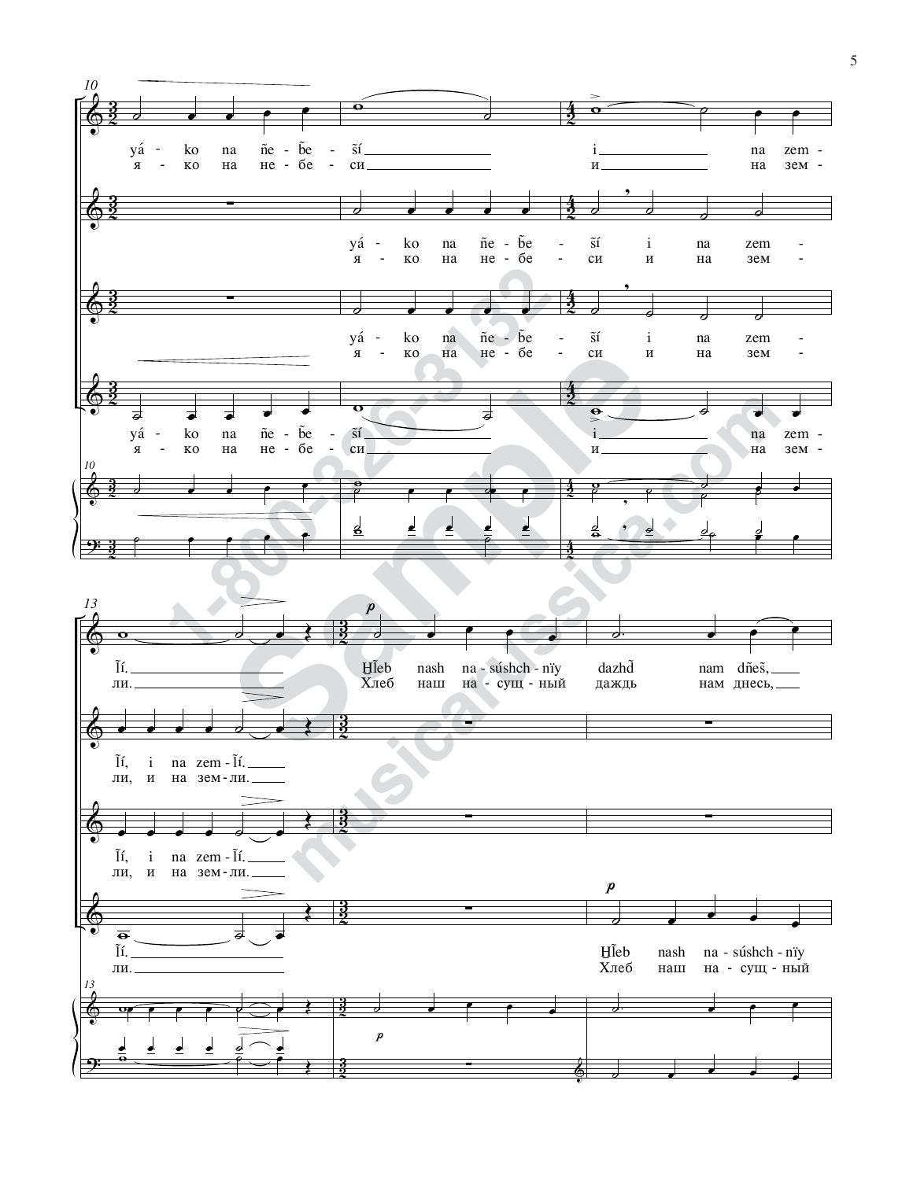yá - ko na ñe - be - ší i na zem - ĩí.
я - ко на не - бе - си и на зем - ли.

yá - ko na ñe - be - ší i na zem - ĩí, i na zem - ĩí.
я - ко на не - бе - си и на зем - ли, и на зем - ли.

yá - ko na ñe - be - ší i na zem - ĩí, i na zem - ĩí.
я - ко на не - бе - си и на зем - ли, и на зем - ли.

yá - ko na ñe - be - ší i na zem - ĩí.
я - ко на не - бе - си и на зем - ли.

H̃leb nash na - súshch - nïy dazhd̃ nam dñeš,
Хлеб наш на - сущ - ный даждь нам днесь,

H̃leb nash na - súshch - nïy
Хлеб наш на - сущ - ный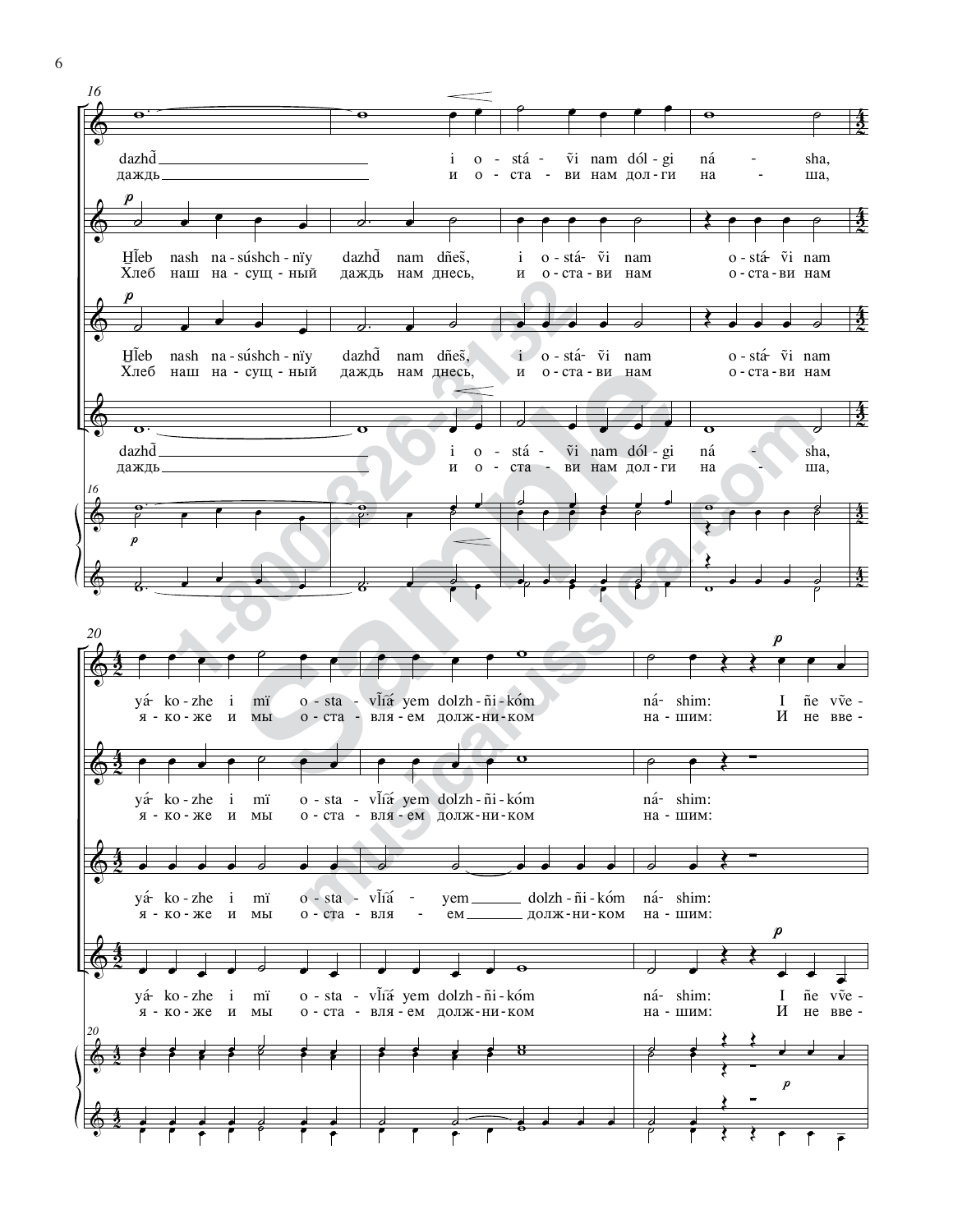16

dazhd̃ i o-stá-ṽi nam dól-gi ná - sha,
даждь и о-ста-ви нам дол-ги на - ша,

H̃leb nash na-súshch-nïy dazhd̃ nam dñeš, i o-stá-ṽi nam o-stá-ṽi nam
Хлеб наш на-сущ-ный даждь нам днесь, и о-ста-ви нам о-ста-ви нам

H̃leb nash na-súshch-nïy dazhd̃ nam dñeš, i o-stá-ṽi nam o-stá-ṽi nam
Хлеб наш на-сущ-ный даждь нам днесь, и о-ста-ви нам о-ста-ви нам

dazhd̃ i o-stá-ṽi nam dól-gi ná - sha,
даждь и о-ста-ви нам дол-ги на - ша,

20

yá-ko-zhe i mï o-sta-vl̃íá yem dolzh-ñi-kóm ná-shim: I ñe vṽe-
я-ко-же и мы о-ста-вля-ем долж-ни-ком на-шим: И не вве-

yá-ko-zhe i mï o-sta-vl̃íá yem dolzh-ñi-kóm ná-shim:
я-ко-же и мы о-ста-вля-ем долж-ни-ком на-шим:

yá-ko-zhe i mï o-sta-vl̃íá - yem dolzh-ñi-kóm ná-shim:
я-ко-же и мы о-ста-вля - ем долж-ни-ком на-шим:

yá-ko-zhe i mï o-sta-vl̃íá yem dolzh-ñi-kóm ná-shim: I ñe vṽe-
я-ко-же и мы о-ста-вля-ем долж-ни-ком на-шим: И не вве-